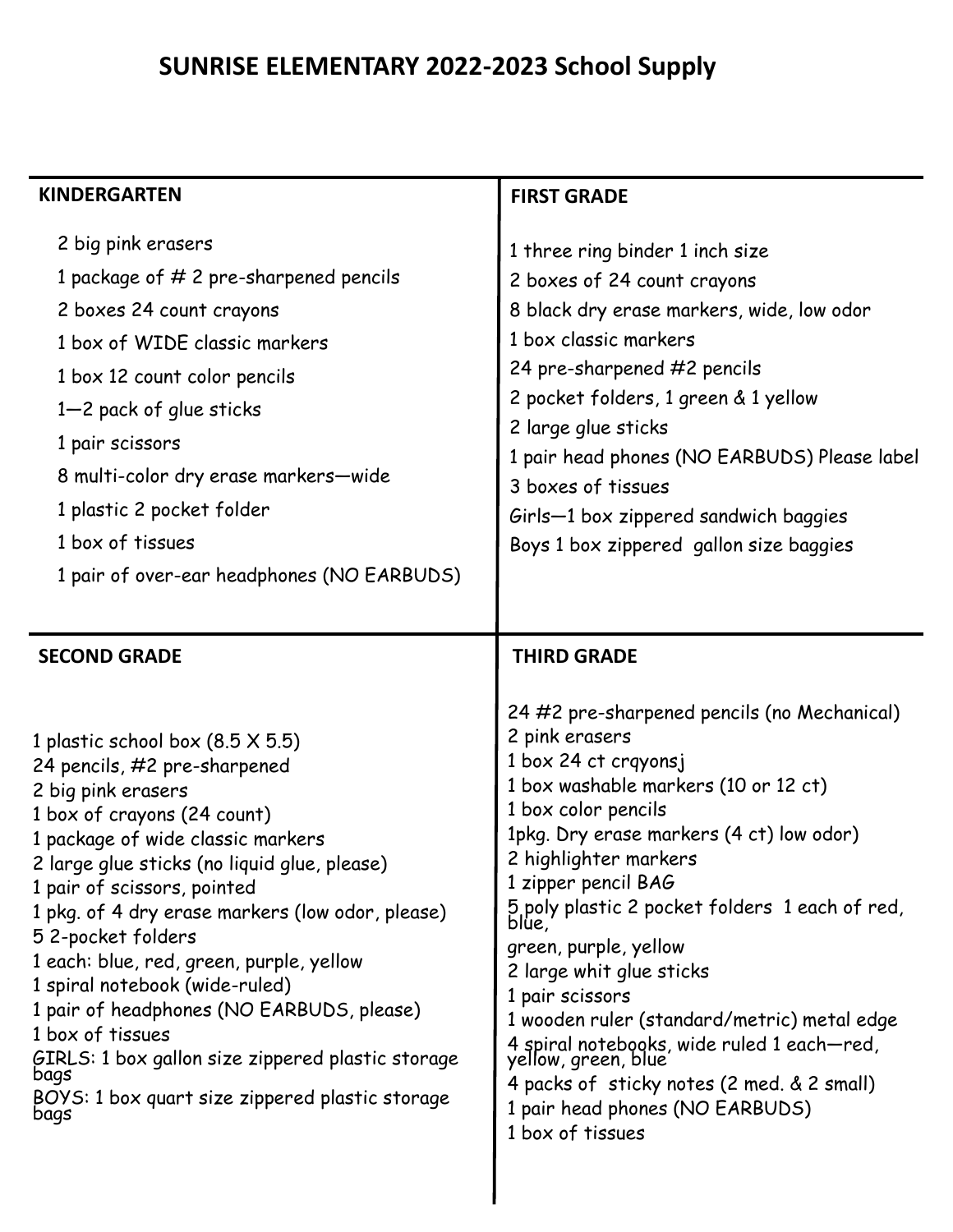# SUNRISE ELEMENTARY 2022-2023 School Supply

## KINDERGARTEN

2 big pink erasers
1 package of # 2 pre-sharpened pencils
2 boxes 24 count crayons
1 box of WIDE classic markers
1 box 12 count color pencils
1—2 pack of glue sticks
1 pair scissors
8 multi-color dry erase markers—wide
1 plastic 2 pocket folder
1 box of tissues
1 pair of over-ear headphones (NO EARBUDS)

## FIRST GRADE

1 three ring binder 1 inch size
2 boxes of 24 count crayons
8 black dry erase markers, wide, low odor
1 box classic markers
24 pre-sharpened #2 pencils
2 pocket folders, 1 green & 1 yellow
2 large glue sticks
1 pair head phones (NO EARBUDS) Please label
3 boxes of tissues
Girls—1 box zippered sandwich baggies
Boys 1 box zippered gallon size baggies

## SECOND GRADE

1 plastic school box (8.5 X 5.5)
24 pencils, #2 pre-sharpened
2 big pink erasers
1 box of crayons (24 count)
1 package of wide classic markers
2 large glue sticks (no liquid glue, please)
1 pair of scissors, pointed
1 pkg. of 4 dry erase markers (low odor, please)
5 2-pocket folders
1 each: blue, red, green, purple, yellow
1 spiral notebook (wide-ruled)
1 pair of headphones (NO EARBUDS, please)
1 box of tissues
GIRLS: 1 box gallon size zippered plastic storage bags
BOYS: 1 box quart size zippered plastic storage bags

## THIRD GRADE

24 #2 pre-sharpened pencils (no Mechanical)
2 pink erasers
1 box 24 ct crqyonsj
1 box washable markers (10 or 12 ct)
1 box color pencils
1pkg. Dry erase markers (4 ct) low odor)
2 highlighter markers
1 zipper pencil BAG
5 poly plastic 2 pocket folders 1 each of red, blue,
green, purple, yellow
2 large whit glue sticks
1 pair scissors
1 wooden ruler (standard/metric) metal edge
4 spiral notebooks, wide ruled 1 each—red, yellow, green, blue
4 packs of sticky notes (2 med. & 2 small)
1 pair head phones (NO EARBUDS)
1 box of tissues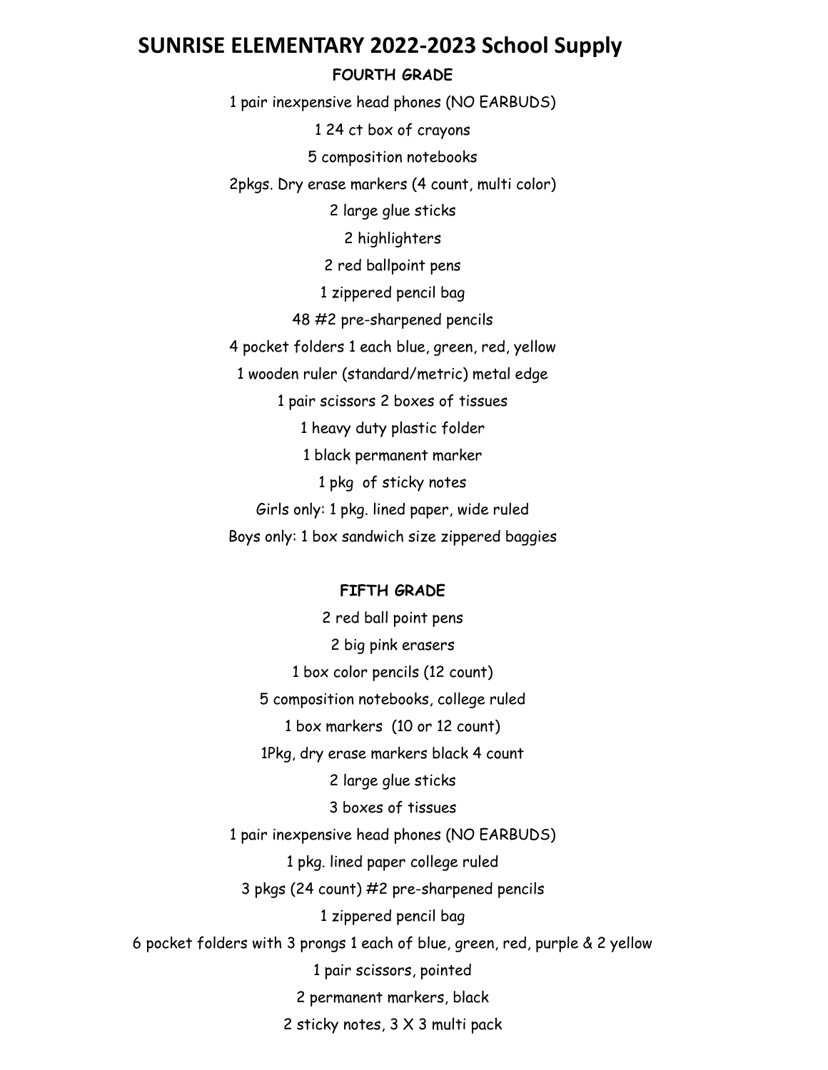# SUNRISE ELEMENTARY 2022-2023 School Supply

## FOURTH GRADE

1 pair inexpensive head phones (NO EARBUDS)

1 24 ct box of crayons

5 composition notebooks

2pkgs. Dry erase markers (4 count, multi color)

2 large glue sticks

2 highlighters

2 red ballpoint pens

1 zippered pencil bag

48 #2 pre-sharpened pencils

4 pocket folders 1 each blue, green, red, yellow

1 wooden ruler (standard/metric) metal edge

1 pair scissors 2 boxes of tissues

1 heavy duty plastic folder

1 black permanent marker

1 pkg of sticky notes

Girls only: 1 pkg. lined paper, wide ruled

Boys only: 1 box sandwich size zippered baggies

## FIFTH GRADE

2 red ball point pens

2 big pink erasers

1 box color pencils (12 count)

5 composition notebooks, college ruled

1 box markers (10 or 12 count)

1Pkg, dry erase markers black 4 count

2 large glue sticks

3 boxes of tissues

1 pair inexpensive head phones (NO EARBUDS)

1 pkg. lined paper college ruled

3 pkgs (24 count) #2 pre-sharpened pencils

1 zippered pencil bag

6 pocket folders with 3 prongs 1 each of blue, green, red, purple & 2 yellow

1 pair scissors, pointed

2 permanent markers, black

2 sticky notes, 3 X 3 multi pack